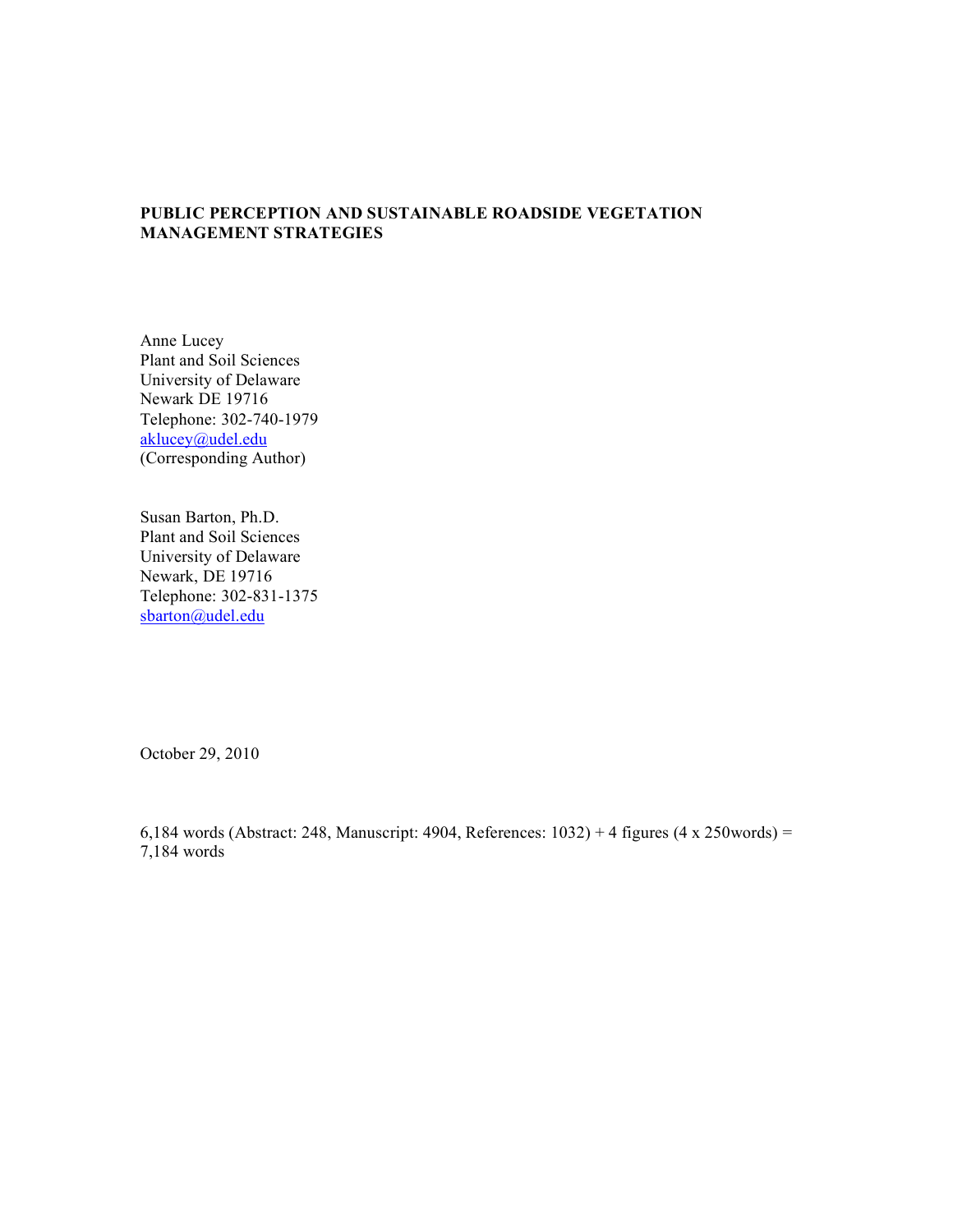**PUBLIC PERCEPTION AND SUSTAINABLE ROADSIDE VEGETATION MANAGEMENT STRATEGIES**

Anne Lucey
Plant and Soil Sciences
University of Delaware
Newark DE 19716
Telephone: 302-740-1979
aklucey@udel.edu
(Corresponding Author)

Susan Barton, Ph.D.
Plant and Soil Sciences
University of Delaware
Newark, DE 19716
Telephone: 302-831-1375
sbarton@udel.edu

October 29, 2010

6,184 words (Abstract: 248, Manuscript: 4904, References: 1032) + 4 figures (4 x 250words) = 7,184 words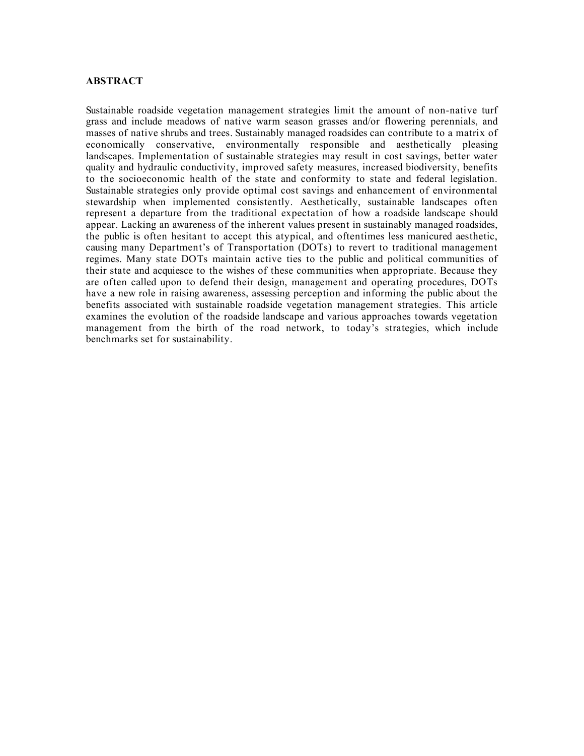## ABSTRACT

Sustainable roadside vegetation management strategies limit the amount of non-native turf grass and include meadows of native warm season grasses and/or flowering perennials, and masses of native shrubs and trees. Sustainably managed roadsides can contribute to a matrix of economically conservative, environmentally responsible and aesthetically pleasing landscapes. Implementation of sustainable strategies may result in cost savings, better water quality and hydraulic conductivity, improved safety measures, increased biodiversity, benefits to the socioeconomic health of the state and conformity to state and federal legislation. Sustainable strategies only provide optimal cost savings and enhancement of environmental stewardship when implemented consistently. Aesthetically, sustainable landscapes often represent a departure from the traditional expectation of how a roadside landscape should appear. Lacking an awareness of the inherent values present in sustainably managed roadsides, the public is often hesitant to accept this atypical, and oftentimes less manicured aesthetic, causing many Department's of Transportation (DOTs) to revert to traditional management regimes. Many state DOTs maintain active ties to the public and political communities of their state and acquiesce to the wishes of these communities when appropriate. Because they are often called upon to defend their design, management and operating procedures, DOTs have a new role in raising awareness, assessing perception and informing the public about the benefits associated with sustainable roadside vegetation management strategies. This article examines the evolution of the roadside landscape and various approaches towards vegetation management from the birth of the road network, to today's strategies, which include benchmarks set for sustainability.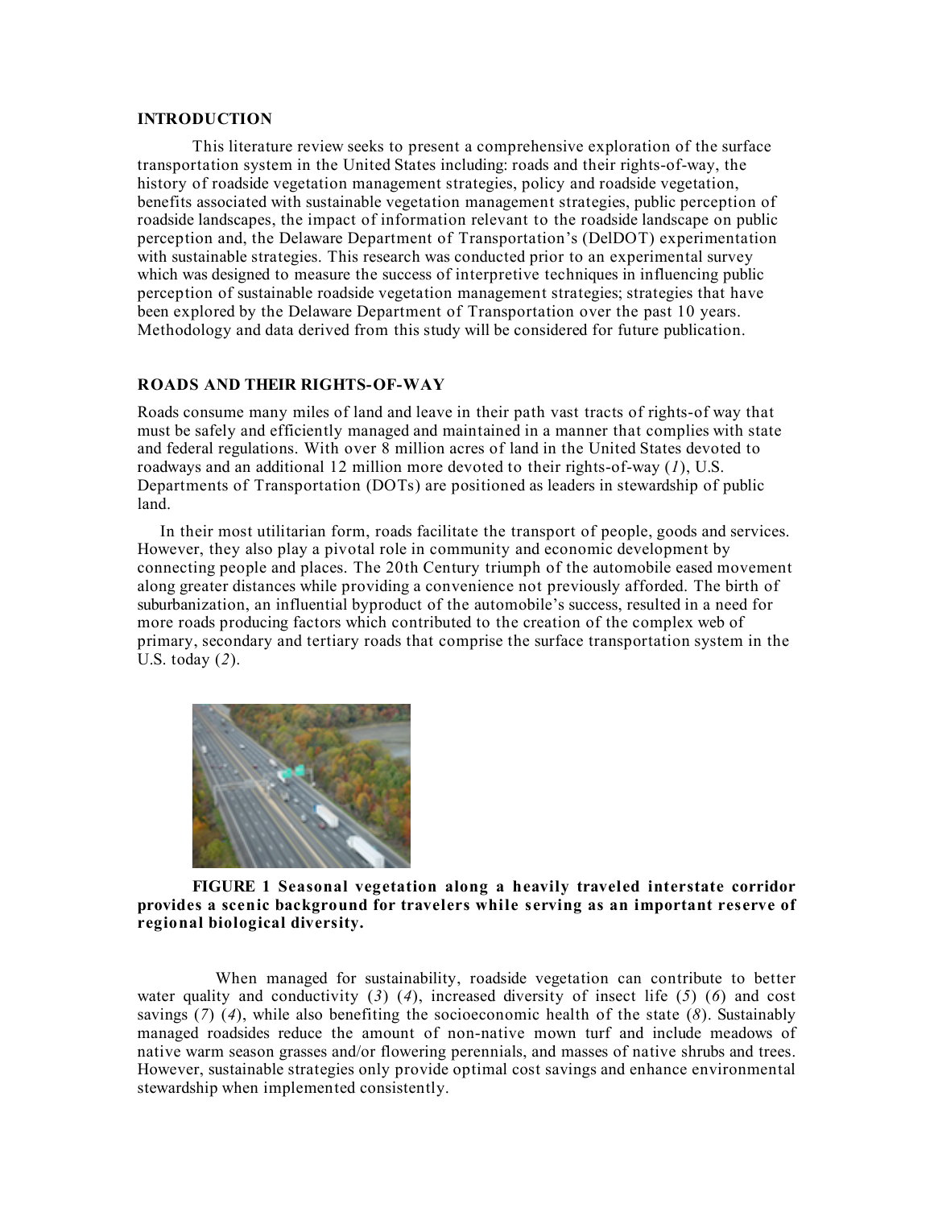## INTRODUCTION

This literature review seeks to present a comprehensive exploration of the surface transportation system in the United States including: roads and their rights-of-way, the history of roadside vegetation management strategies, policy and roadside vegetation, benefits associated with sustainable vegetation management strategies, public perception of roadside landscapes, the impact of information relevant to the roadside landscape on public perception and, the Delaware Department of Transportation's (DelDOT) experimentation with sustainable strategies. This research was conducted prior to an experimental survey which was designed to measure the success of interpretive techniques in influencing public perception of sustainable roadside vegetation management strategies; strategies that have been explored by the Delaware Department of Transportation over the past 10 years. Methodology and data derived from this study will be considered for future publication.

## ROADS AND THEIR RIGHTS-OF-WAY

Roads consume many miles of land and leave in their path vast tracts of rights-of way that must be safely and efficiently managed and maintained in a manner that complies with state and federal regulations. With over 8 million acres of land in the United States devoted to roadways and an additional 12 million more devoted to their rights-of-way (*1*), U.S. Departments of Transportation (DOTs) are positioned as leaders in stewardship of public land.

In their most utilitarian form, roads facilitate the transport of people, goods and services. However, they also play a pivotal role in community and economic development by connecting people and places. The 20th Century triumph of the automobile eased movement along greater distances while providing a convenience not previously afforded. The birth of suburbanization, an influential byproduct of the automobile's success, resulted in a need for more roads producing factors which contributed to the creation of the complex web of primary, secondary and tertiary roads that comprise the surface transportation system in the U.S. today (*2*).

**FIGURE 1 Seasonal vegetation along a heavily traveled interstate corridor provides a scenic background for travelers while serving as an important reserve of regional biological diversity.**

When managed for sustainability, roadside vegetation can contribute to better water quality and conductivity (*3*) (*4*), increased diversity of insect life (*5*) (*6*) and cost savings (*7*) (*4*), while also benefiting the socioeconomic health of the state (*8*). Sustainably managed roadsides reduce the amount of non-native mown turf and include meadows of native warm season grasses and/or flowering perennials, and masses of native shrubs and trees. However, sustainable strategies only provide optimal cost savings and enhance environmental stewardship when implemented consistently.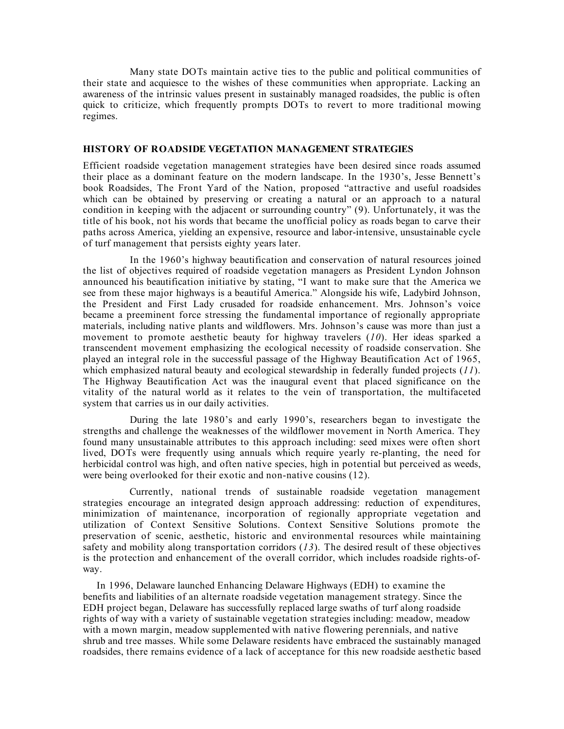Many state DOTs maintain active ties to the public and political communities of their state and acquiesce to the wishes of these communities when appropriate. Lacking an awareness of the intrinsic values present in sustainably managed roadsides, the public is often quick to criticize, which frequently prompts DOTs to revert to more traditional mowing regimes.

## HISTORY OF ROADSIDE VEGETATION MANAGEMENT STRATEGIES

Efficient roadside vegetation management strategies have been desired since roads assumed their place as a dominant feature on the modern landscape. In the 1930's, Jesse Bennett's book Roadsides, The Front Yard of the Nation, proposed "attractive and useful roadsides which can be obtained by preserving or creating a natural or an approach to a natural condition in keeping with the adjacent or surrounding country" (9). Unfortunately, it was the title of his book, not his words that became the unofficial policy as roads began to carve their paths across America, yielding an expensive, resource and labor-intensive, unsustainable cycle of turf management that persists eighty years later.

In the 1960's highway beautification and conservation of natural resources joined the list of objectives required of roadside vegetation managers as President Lyndon Johnson announced his beautification initiative by stating, "I want to make sure that the America we see from these major highways is a beautiful America." Alongside his wife, Ladybird Johnson, the President and First Lady crusaded for roadside enhancement. Mrs. Johnson's voice became a preeminent force stressing the fundamental importance of regionally appropriate materials, including native plants and wildflowers. Mrs. Johnson's cause was more than just a movement to promote aesthetic beauty for highway travelers (*10*). Her ideas sparked a transcendent movement emphasizing the ecological necessity of roadside conservation. She played an integral role in the successful passage of the Highway Beautification Act of 1965, which emphasized natural beauty and ecological stewardship in federally funded projects (*11*). The Highway Beautification Act was the inaugural event that placed significance on the vitality of the natural world as it relates to the vein of transportation, the multifaceted system that carries us in our daily activities.

During the late 1980's and early 1990's, researchers began to investigate the strengths and challenge the weaknesses of the wildflower movement in North America. They found many unsustainable attributes to this approach including: seed mixes were often short lived, DOTs were frequently using annuals which require yearly re-planting, the need for herbicidal control was high, and often native species, high in potential but perceived as weeds, were being overlooked for their exotic and non-native cousins (12).

Currently, national trends of sustainable roadside vegetation management strategies encourage an integrated design approach addressing: reduction of expenditures, minimization of maintenance, incorporation of regionally appropriate vegetation and utilization of Context Sensitive Solutions. Context Sensitive Solutions promote the preservation of scenic, aesthetic, historic and environmental resources while maintaining safety and mobility along transportation corridors (*13*). The desired result of these objectives is the protection and enhancement of the overall corridor, which includes roadside rights-of-way.

In 1996, Delaware launched Enhancing Delaware Highways (EDH) to examine the benefits and liabilities of an alternate roadside vegetation management strategy. Since the EDH project began, Delaware has successfully replaced large swaths of turf along roadside rights of way with a variety of sustainable vegetation strategies including: meadow, meadow with a mown margin, meadow supplemented with native flowering perennials, and native shrub and tree masses. While some Delaware residents have embraced the sustainably managed roadsides, there remains evidence of a lack of acceptance for this new roadside aesthetic based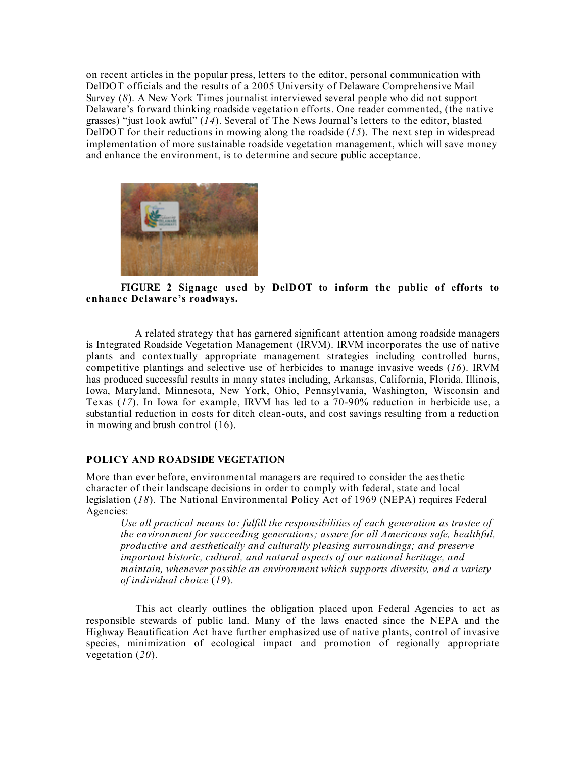on recent articles in the popular press, letters to the editor, personal communication with DelDOT officials and the results of a 2005 University of Delaware Comprehensive Mail Survey (*8*). A New York Times journalist interviewed several people who did not support Delaware's forward thinking roadside vegetation efforts. One reader commented, (the native grasses) "just look awful" (*14*). Several of The News Journal's letters to the editor, blasted DelDOT for their reductions in mowing along the roadside (*15*). The next step in widespread implementation of more sustainable roadside vegetation management, which will save money and enhance the environment, is to determine and secure public acceptance.

**FIGURE 2 Signage used by DelDOT to inform the public of efforts to enhance Delaware's roadways.**

A related strategy that has garnered significant attention among roadside managers is Integrated Roadside Vegetation Management (IRVM). IRVM incorporates the use of native plants and contextually appropriate management strategies including controlled burns, competitive plantings and selective use of herbicides to manage invasive weeds (*16*). IRVM has produced successful results in many states including, Arkansas, California, Florida, Illinois, Iowa, Maryland, Minnesota, New York, Ohio, Pennsylvania, Washington, Wisconsin and Texas (*17*). In Iowa for example, IRVM has led to a 70-90% reduction in herbicide use, a substantial reduction in costs for ditch clean-outs, and cost savings resulting from a reduction in mowing and brush control (16).

## POLICY AND ROADSIDE VEGETATION

More than ever before, environmental managers are required to consider the aesthetic character of their landscape decisions in order to comply with federal, state and local legislation (*18*). The National Environmental Policy Act of 1969 (NEPA) requires Federal Agencies:

> *Use all practical means to: fulfill the responsibilities of each generation as trustee of the environment for succeeding generations; assure for all Americans safe, healthful, productive and aesthetically and culturally pleasing surroundings; and preserve important historic, cultural, and natural aspects of our national heritage, and maintain, whenever possible an environment which supports diversity, and a variety of individual choice* (*19*).

This act clearly outlines the obligation placed upon Federal Agencies to act as responsible stewards of public land. Many of the laws enacted since the NEPA and the Highway Beautification Act have further emphasized use of native plants, control of invasive species, minimization of ecological impact and promotion of regionally appropriate vegetation (*20*).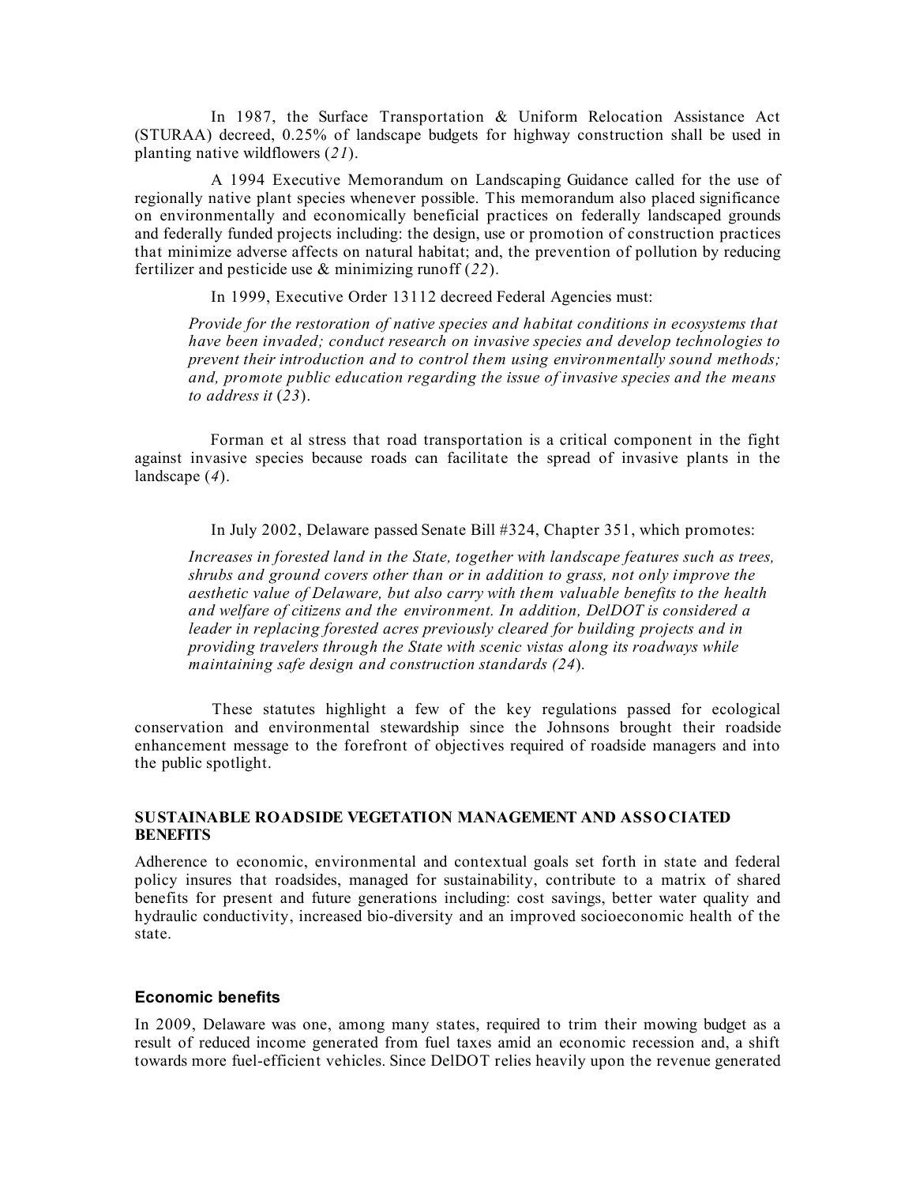In 1987, the Surface Transportation & Uniform Relocation Assistance Act (STURAA) decreed, 0.25% of landscape budgets for highway construction shall be used in planting native wildflowers (*21*).

A 1994 Executive Memorandum on Landscaping Guidance called for the use of regionally native plant species whenever possible. This memorandum also placed significance on environmentally and economically beneficial practices on federally landscaped grounds and federally funded projects including: the design, use or promotion of construction practices that minimize adverse affects on natural habitat; and, the prevention of pollution by reducing fertilizer and pesticide use & minimizing runoff (*22*).

In 1999, Executive Order 13112 decreed Federal Agencies must:

> *Provide for the restoration of native species and habitat conditions in ecosystems that have been invaded; conduct research on invasive species and develop technologies to prevent their introduction and to control them using environmentally sound methods; and, promote public education regarding the issue of invasive species and the means to address it* (*23*).

Forman et al stress that road transportation is a critical component in the fight against invasive species because roads can facilitate the spread of invasive plants in the landscape (*4*).

In July 2002, Delaware passed Senate Bill #324, Chapter 351, which promotes:

> *Increases in forested land in the State, together with landscape features such as trees, shrubs and ground covers other than or in addition to grass, not only improve the aesthetic value of Delaware, but also carry with them valuable benefits to the health and welfare of citizens and the environment. In addition, DelDOT is considered a leader in replacing forested acres previously cleared for building projects and in providing travelers through the State with scenic vistas along its roadways while maintaining safe design and construction standards (24*).

These statutes highlight a few of the key regulations passed for ecological conservation and environmental stewardship since the Johnsons brought their roadside enhancement message to the forefront of objectives required of roadside managers and into the public spotlight.

## SUSTAINABLE ROADSIDE VEGETATION MANAGEMENT AND ASSOCIATED BENEFITS

Adherence to economic, environmental and contextual goals set forth in state and federal policy insures that roadsides, managed for sustainability, contribute to a matrix of shared benefits for present and future generations including: cost savings, better water quality and hydraulic conductivity, increased bio-diversity and an improved socioeconomic health of the state.

### Economic benefits

In 2009, Delaware was one, among many states, required to trim their mowing budget as a result of reduced income generated from fuel taxes amid an economic recession and, a shift towards more fuel-efficient vehicles. Since DelDOT relies heavily upon the revenue generated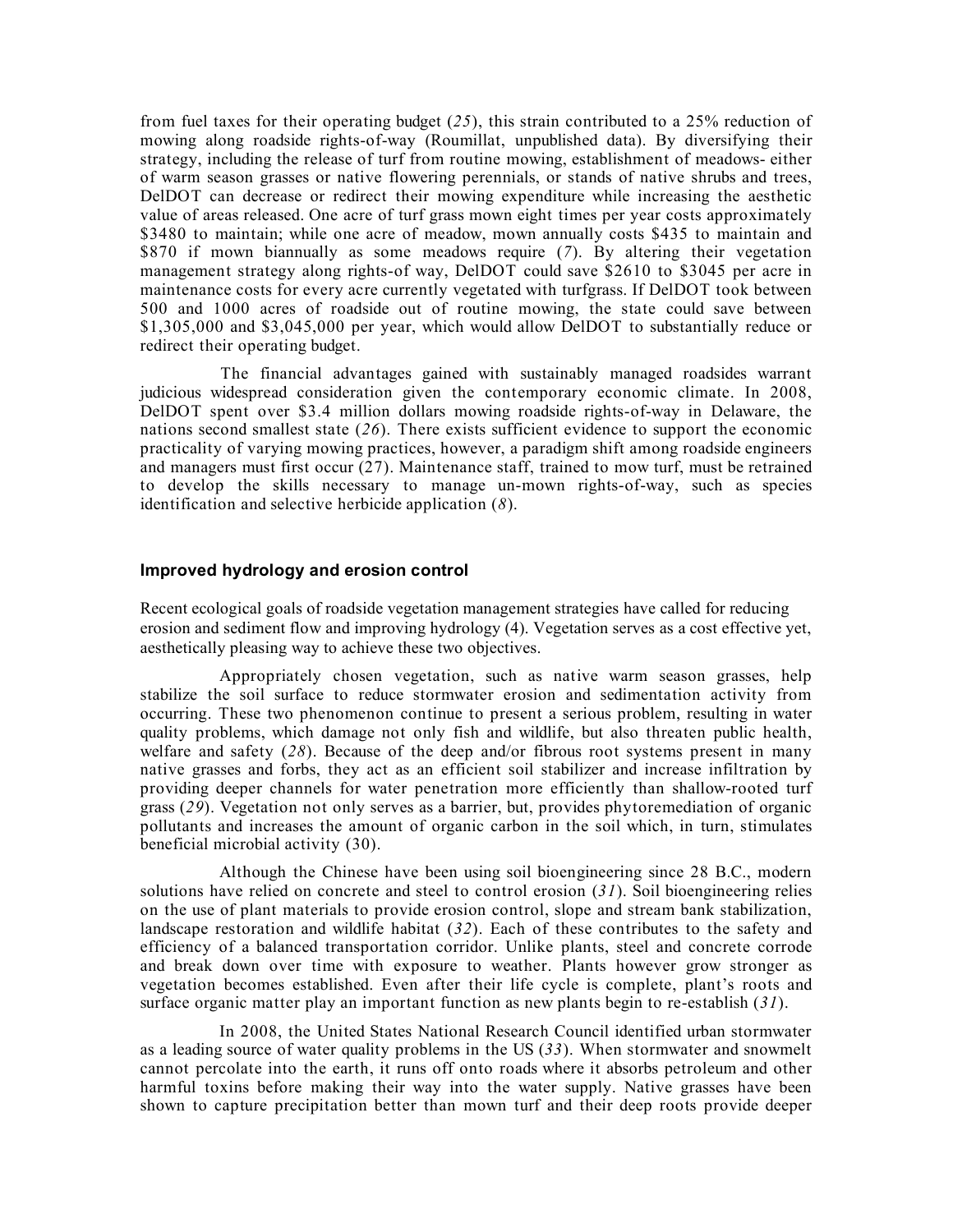from fuel taxes for their operating budget (*25*), this strain contributed to a 25% reduction of mowing along roadside rights-of-way (Roumillat, unpublished data). By diversifying their strategy, including the release of turf from routine mowing, establishment of meadows- either of warm season grasses or native flowering perennials, or stands of native shrubs and trees, DelDOT can decrease or redirect their mowing expenditure while increasing the aesthetic value of areas released. One acre of turf grass mown eight times per year costs approximately $3480 to maintain; while one acre of meadow, mown annually costs $435 to maintain and $870 if mown biannually as some meadows require (*7*). By altering their vegetation management strategy along rights-of way, DelDOT could save $2610 to $3045 per acre in maintenance costs for every acre currently vegetated with turfgrass. If DelDOT took between 500 and 1000 acres of roadside out of routine mowing, the state could save between $1,305,000 and $3,045,000 per year, which would allow DelDOT to substantially reduce or redirect their operating budget.

The financial advantages gained with sustainably managed roadsides warrant judicious widespread consideration given the contemporary economic climate. In 2008, DelDOT spent over $3.4 million dollars mowing roadside rights-of-way in Delaware, the nations second smallest state (*26*). There exists sufficient evidence to support the economic practicality of varying mowing practices, however, a paradigm shift among roadside engineers and managers must first occur (27). Maintenance staff, trained to mow turf, must be retrained to develop the skills necessary to manage un-mown rights-of-way, such as species identification and selective herbicide application (*8*).

### Improved hydrology and erosion control

Recent ecological goals of roadside vegetation management strategies have called for reducing erosion and sediment flow and improving hydrology (4). Vegetation serves as a cost effective yet, aesthetically pleasing way to achieve these two objectives.

Appropriately chosen vegetation, such as native warm season grasses, help stabilize the soil surface to reduce stormwater erosion and sedimentation activity from occurring. These two phenomenon continue to present a serious problem, resulting in water quality problems, which damage not only fish and wildlife, but also threaten public health, welfare and safety (*28*). Because of the deep and/or fibrous root systems present in many native grasses and forbs, they act as an efficient soil stabilizer and increase infiltration by providing deeper channels for water penetration more efficiently than shallow-rooted turf grass (*29*). Vegetation not only serves as a barrier, but, provides phytoremediation of organic pollutants and increases the amount of organic carbon in the soil which, in turn, stimulates beneficial microbial activity (30).

Although the Chinese have been using soil bioengineering since 28 B.C., modern solutions have relied on concrete and steel to control erosion (*31*). Soil bioengineering relies on the use of plant materials to provide erosion control, slope and stream bank stabilization, landscape restoration and wildlife habitat (*32*). Each of these contributes to the safety and efficiency of a balanced transportation corridor. Unlike plants, steel and concrete corrode and break down over time with exposure to weather. Plants however grow stronger as vegetation becomes established. Even after their life cycle is complete, plant's roots and surface organic matter play an important function as new plants begin to re-establish (*31*).

In 2008, the United States National Research Council identified urban stormwater as a leading source of water quality problems in the US (*33*). When stormwater and snowmelt cannot percolate into the earth, it runs off onto roads where it absorbs petroleum and other harmful toxins before making their way into the water supply. Native grasses have been shown to capture precipitation better than mown turf and their deep roots provide deeper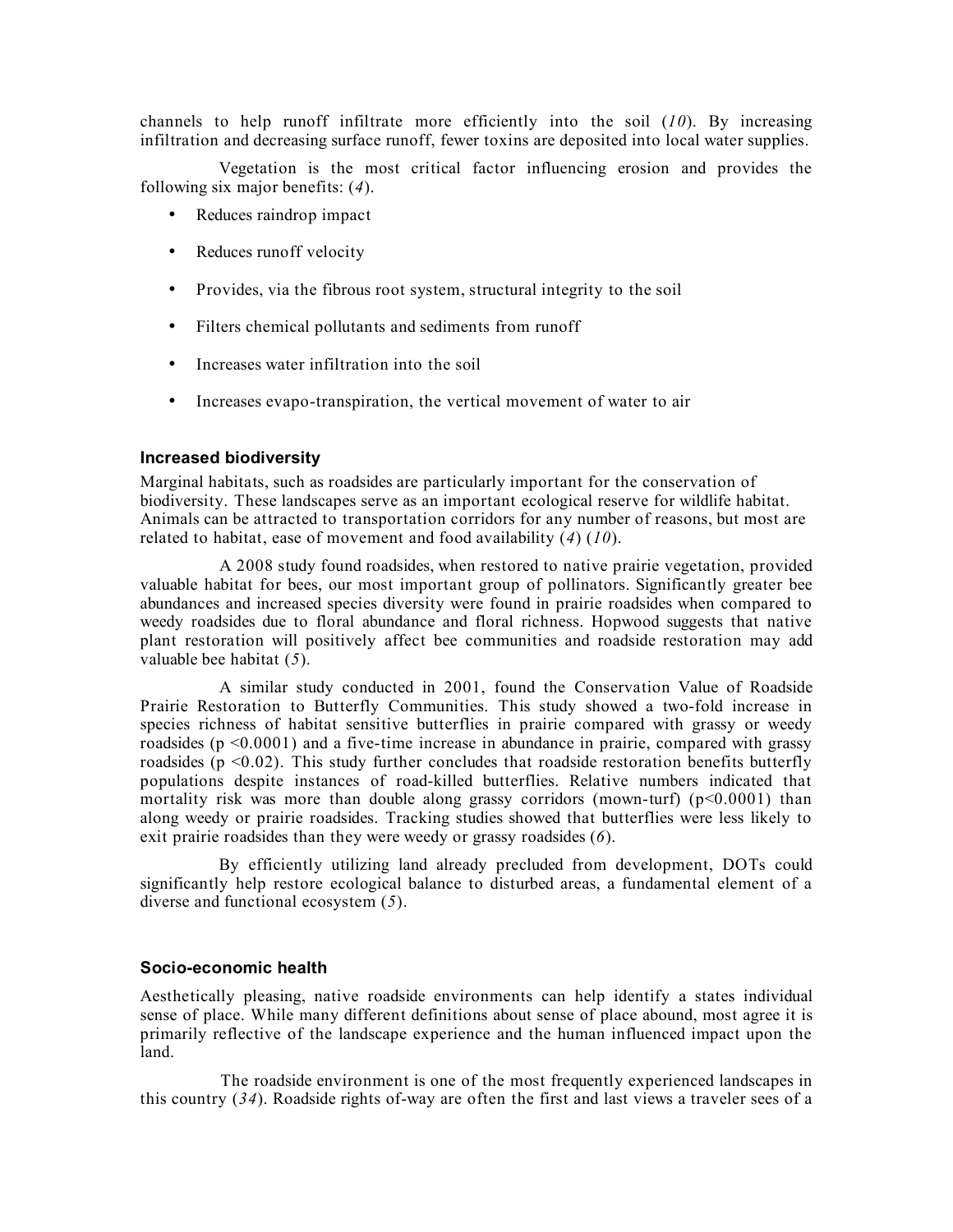channels to help runoff infiltrate more efficiently into the soil (*10*). By increasing infiltration and decreasing surface runoff, fewer toxins are deposited into local water supplies.

Vegetation is the most critical factor influencing erosion and provides the following six major benefits: (*4*).

- Reduces raindrop impact
- Reduces runoff velocity
- Provides, via the fibrous root system, structural integrity to the soil
- Filters chemical pollutants and sediments from runoff
- Increases water infiltration into the soil
- Increases evapo-transpiration, the vertical movement of water to air

### Increased biodiversity

Marginal habitats, such as roadsides are particularly important for the conservation of biodiversity. These landscapes serve as an important ecological reserve for wildlife habitat. Animals can be attracted to transportation corridors for any number of reasons, but most are related to habitat, ease of movement and food availability (*4*) (*10*).

A 2008 study found roadsides, when restored to native prairie vegetation, provided valuable habitat for bees, our most important group of pollinators. Significantly greater bee abundances and increased species diversity were found in prairie roadsides when compared to weedy roadsides due to floral abundance and floral richness. Hopwood suggests that native plant restoration will positively affect bee communities and roadside restoration may add valuable bee habitat (*5*).

A similar study conducted in 2001, found the Conservation Value of Roadside Prairie Restoration to Butterfly Communities. This study showed a two-fold increase in species richness of habitat sensitive butterflies in prairie compared with grassy or weedy roadsides ($p < 0.0001$) and a five-time increase in abundance in prairie, compared with grassy roadsides ($p < 0.02$). This study further concludes that roadside restoration benefits butterfly populations despite instances of road-killed butterflies. Relative numbers indicated that mortality risk was more than double along grassy corridors (mown-turf) ($p < 0.0001$) than along weedy or prairie roadsides. Tracking studies showed that butterflies were less likely to exit prairie roadsides than they were weedy or grassy roadsides (*6*).

By efficiently utilizing land already precluded from development, DOTs could significantly help restore ecological balance to disturbed areas, a fundamental element of a diverse and functional ecosystem (*5*).

### Socio-economic health

Aesthetically pleasing, native roadside environments can help identify a states individual sense of place. While many different definitions about sense of place abound, most agree it is primarily reflective of the landscape experience and the human influenced impact upon the land.

The roadside environment is one of the most frequently experienced landscapes in this country (*34*). Roadside rights of-way are often the first and last views a traveler sees of a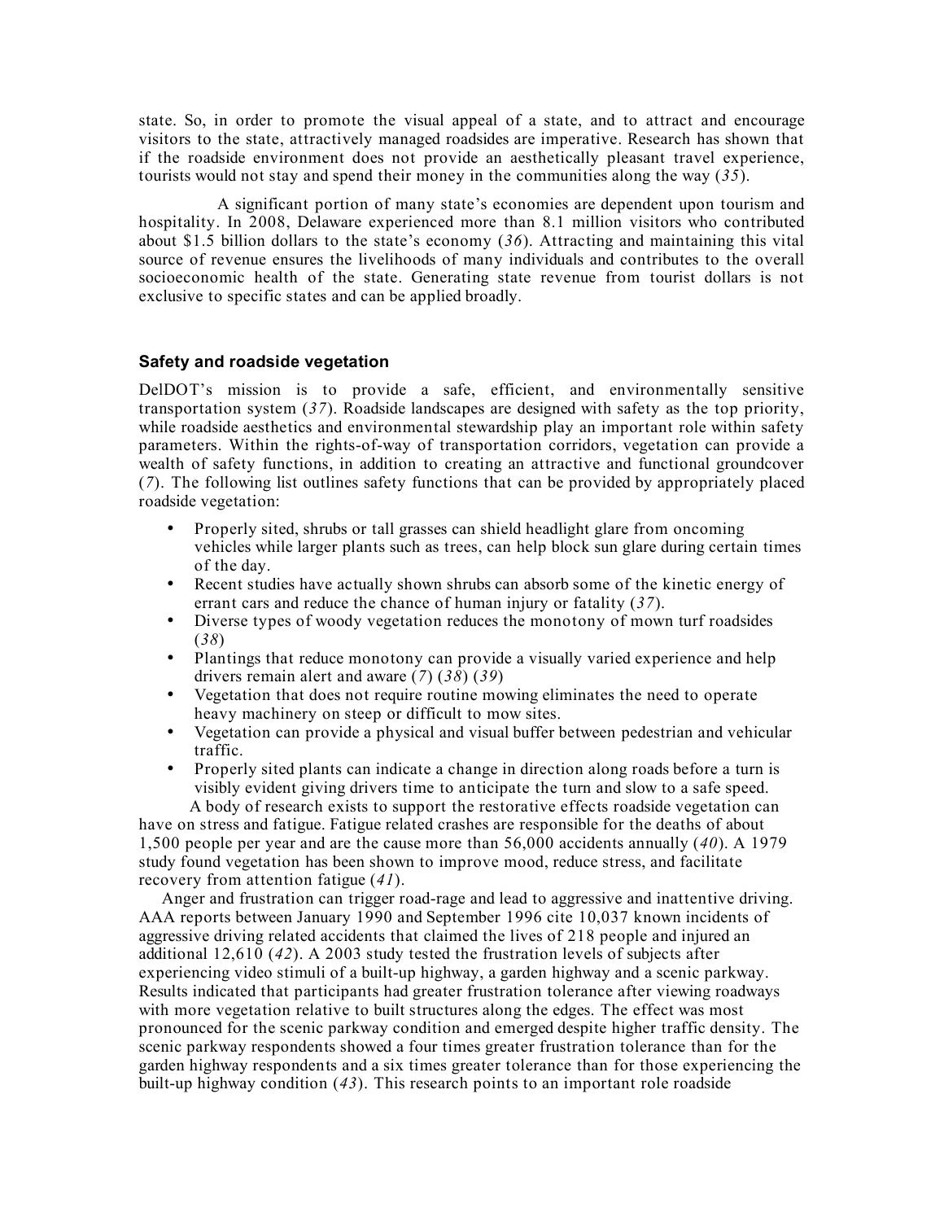state. So, in order to promote the visual appeal of a state, and to attract and encourage visitors to the state, attractively managed roadsides are imperative. Research has shown that if the roadside environment does not provide an aesthetically pleasant travel experience, tourists would not stay and spend their money in the communities along the way (*35*).

A significant portion of many state's economies are dependent upon tourism and hospitality. In 2008, Delaware experienced more than 8.1 million visitors who contributed about $1.5 billion dollars to the state's economy (*36*). Attracting and maintaining this vital source of revenue ensures the livelihoods of many individuals and contributes to the overall socioeconomic health of the state. Generating state revenue from tourist dollars is not exclusive to specific states and can be applied broadly.

### Safety and roadside vegetation

DelDOT's mission is to provide a safe, efficient, and environmentally sensitive transportation system (*37*). Roadside landscapes are designed with safety as the top priority, while roadside aesthetics and environmental stewardship play an important role within safety parameters. Within the rights-of-way of transportation corridors, vegetation can provide a wealth of safety functions, in addition to creating an attractive and functional groundcover (*7*). The following list outlines safety functions that can be provided by appropriately placed roadside vegetation:

- Properly sited, shrubs or tall grasses can shield headlight glare from oncoming vehicles while larger plants such as trees, can help block sun glare during certain times of the day.
- Recent studies have actually shown shrubs can absorb some of the kinetic energy of errant cars and reduce the chance of human injury or fatality (*37*).
- Diverse types of woody vegetation reduces the monotony of mown turf roadsides (*38*)
- Plantings that reduce monotony can provide a visually varied experience and help drivers remain alert and aware (*7*) (*38*) (*39*)
- Vegetation that does not require routine mowing eliminates the need to operate heavy machinery on steep or difficult to mow sites.
- Vegetation can provide a physical and visual buffer between pedestrian and vehicular traffic.
- Properly sited plants can indicate a change in direction along roads before a turn is visibly evident giving drivers time to anticipate the turn and slow to a safe speed.

A body of research exists to support the restorative effects roadside vegetation can have on stress and fatigue. Fatigue related crashes are responsible for the deaths of about 1,500 people per year and are the cause more than 56,000 accidents annually (*40*). A 1979 study found vegetation has been shown to improve mood, reduce stress, and facilitate recovery from attention fatigue (*41*).

Anger and frustration can trigger road-rage and lead to aggressive and inattentive driving. AAA reports between January 1990 and September 1996 cite 10,037 known incidents of aggressive driving related accidents that claimed the lives of 218 people and injured an additional 12,610 (*42*). A 2003 study tested the frustration levels of subjects after experiencing video stimuli of a built-up highway, a garden highway and a scenic parkway. Results indicated that participants had greater frustration tolerance after viewing roadways with more vegetation relative to built structures along the edges. The effect was most pronounced for the scenic parkway condition and emerged despite higher traffic density. The scenic parkway respondents showed a four times greater frustration tolerance than for the garden highway respondents and a six times greater tolerance than for those experiencing the built-up highway condition (*43*). This research points to an important role roadside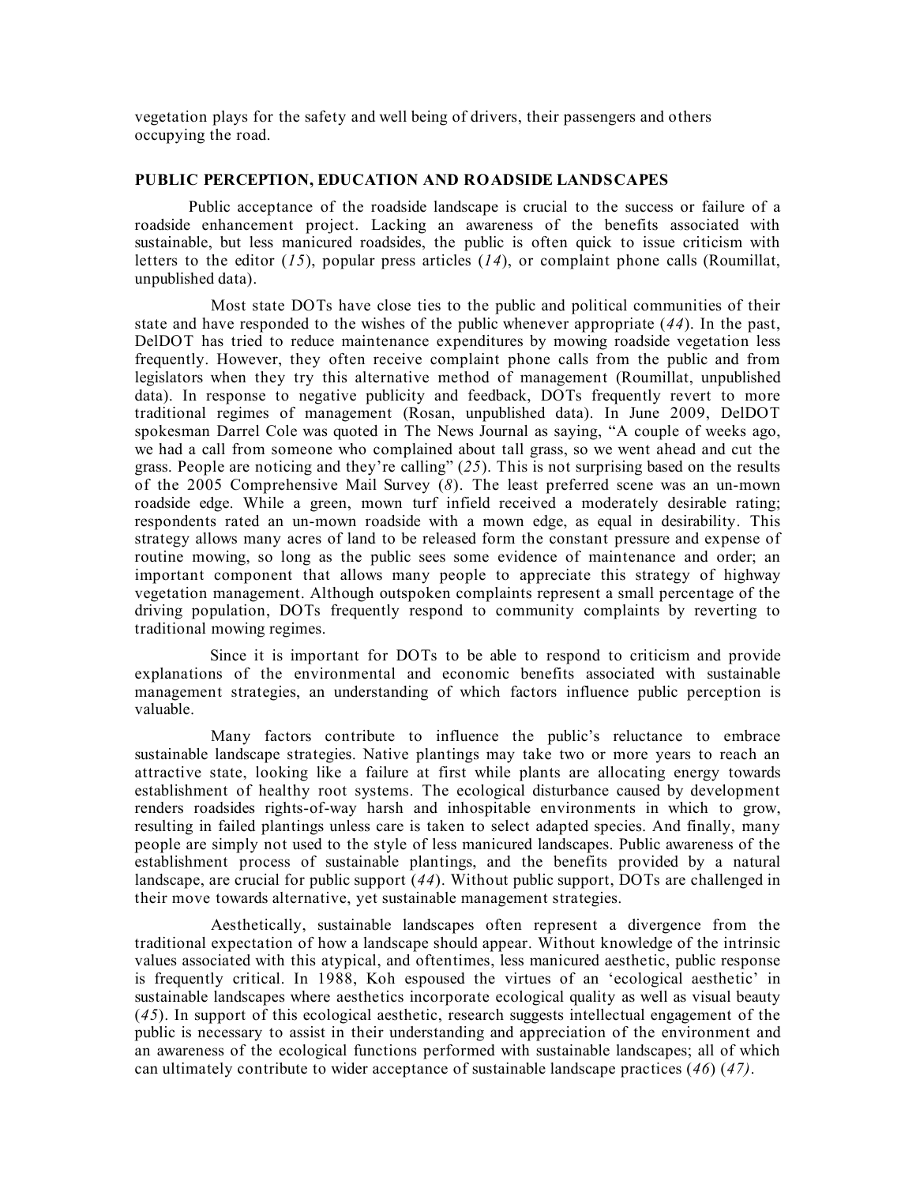vegetation plays for the safety and well being of drivers, their passengers and others occupying the road.

## PUBLIC PERCEPTION, EDUCATION AND ROADSIDE LANDSCAPES

Public acceptance of the roadside landscape is crucial to the success or failure of a roadside enhancement project. Lacking an awareness of the benefits associated with sustainable, but less manicured roadsides, the public is often quick to issue criticism with letters to the editor (*15*), popular press articles (*14*), or complaint phone calls (Roumillat, unpublished data).

Most state DOTs have close ties to the public and political communities of their state and have responded to the wishes of the public whenever appropriate (*44*). In the past, DelDOT has tried to reduce maintenance expenditures by mowing roadside vegetation less frequently. However, they often receive complaint phone calls from the public and from legislators when they try this alternative method of management (Roumillat, unpublished data). In response to negative publicity and feedback, DOTs frequently revert to more traditional regimes of management (Rosan, unpublished data). In June 2009, DelDOT spokesman Darrel Cole was quoted in The News Journal as saying, "A couple of weeks ago, we had a call from someone who complained about tall grass, so we went ahead and cut the grass. People are noticing and they're calling" (*25*). This is not surprising based on the results of the 2005 Comprehensive Mail Survey (*8*). The least preferred scene was an un-mown roadside edge. While a green, mown turf infield received a moderately desirable rating; respondents rated an un-mown roadside with a mown edge, as equal in desirability. This strategy allows many acres of land to be released form the constant pressure and expense of routine mowing, so long as the public sees some evidence of maintenance and order; an important component that allows many people to appreciate this strategy of highway vegetation management. Although outspoken complaints represent a small percentage of the driving population, DOTs frequently respond to community complaints by reverting to traditional mowing regimes.

Since it is important for DOTs to be able to respond to criticism and provide explanations of the environmental and economic benefits associated with sustainable management strategies, an understanding of which factors influence public perception is valuable.

Many factors contribute to influence the public's reluctance to embrace sustainable landscape strategies. Native plantings may take two or more years to reach an attractive state, looking like a failure at first while plants are allocating energy towards establishment of healthy root systems. The ecological disturbance caused by development renders roadsides rights-of-way harsh and inhospitable environments in which to grow, resulting in failed plantings unless care is taken to select adapted species. And finally, many people are simply not used to the style of less manicured landscapes. Public awareness of the establishment process of sustainable plantings, and the benefits provided by a natural landscape, are crucial for public support (*44*). Without public support, DOTs are challenged in their move towards alternative, yet sustainable management strategies.

Aesthetically, sustainable landscapes often represent a divergence from the traditional expectation of how a landscape should appear. Without knowledge of the intrinsic values associated with this atypical, and oftentimes, less manicured aesthetic, public response is frequently critical. In 1988, Koh espoused the virtues of an 'ecological aesthetic' in sustainable landscapes where aesthetics incorporate ecological quality as well as visual beauty (*45*). In support of this ecological aesthetic, research suggests intellectual engagement of the public is necessary to assist in their understanding and appreciation of the environment and an awareness of the ecological functions performed with sustainable landscapes; all of which can ultimately contribute to wider acceptance of sustainable landscape practices (*46*) (*47*).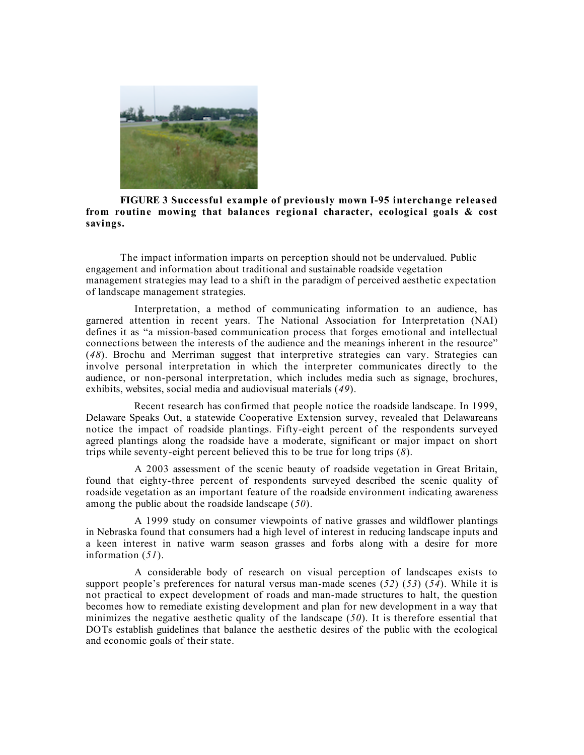**FIGURE 3 Successful example of previously mown I-95 interchange released from routine mowing that balances regional character, ecological goals & cost savings.**

The impact information imparts on perception should not be undervalued. Public engagement and information about traditional and sustainable roadside vegetation management strategies may lead to a shift in the paradigm of perceived aesthetic expectation of landscape management strategies.

Interpretation, a method of communicating information to an audience, has garnered attention in recent years. The National Association for Interpretation (NAI) defines it as "a mission-based communication process that forges emotional and intellectual connections between the interests of the audience and the meanings inherent in the resource" (*48*). Brochu and Merriman suggest that interpretive strategies can vary. Strategies can involve personal interpretation in which the interpreter communicates directly to the audience, or non-personal interpretation, which includes media such as signage, brochures, exhibits, websites, social media and audiovisual materials (*49*).

Recent research has confirmed that people notice the roadside landscape. In 1999, Delaware Speaks Out, a statewide Cooperative Extension survey, revealed that Delawareans notice the impact of roadside plantings. Fifty-eight percent of the respondents surveyed agreed plantings along the roadside have a moderate, significant or major impact on short trips while seventy-eight percent believed this to be true for long trips (*8*).

A 2003 assessment of the scenic beauty of roadside vegetation in Great Britain, found that eighty-three percent of respondents surveyed described the scenic quality of roadside vegetation as an important feature of the roadside environment indicating awareness among the public about the roadside landscape (*50*).

A 1999 study on consumer viewpoints of native grasses and wildflower plantings in Nebraska found that consumers had a high level of interest in reducing landscape inputs and a keen interest in native warm season grasses and forbs along with a desire for more information (*51*).

A considerable body of research on visual perception of landscapes exists to support people's preferences for natural versus man-made scenes (*52*) (*53*) (*54*). While it is not practical to expect development of roads and man-made structures to halt, the question becomes how to remediate existing development and plan for new development in a way that minimizes the negative aesthetic quality of the landscape (*50*). It is therefore essential that DOTs establish guidelines that balance the aesthetic desires of the public with the ecological and economic goals of their state.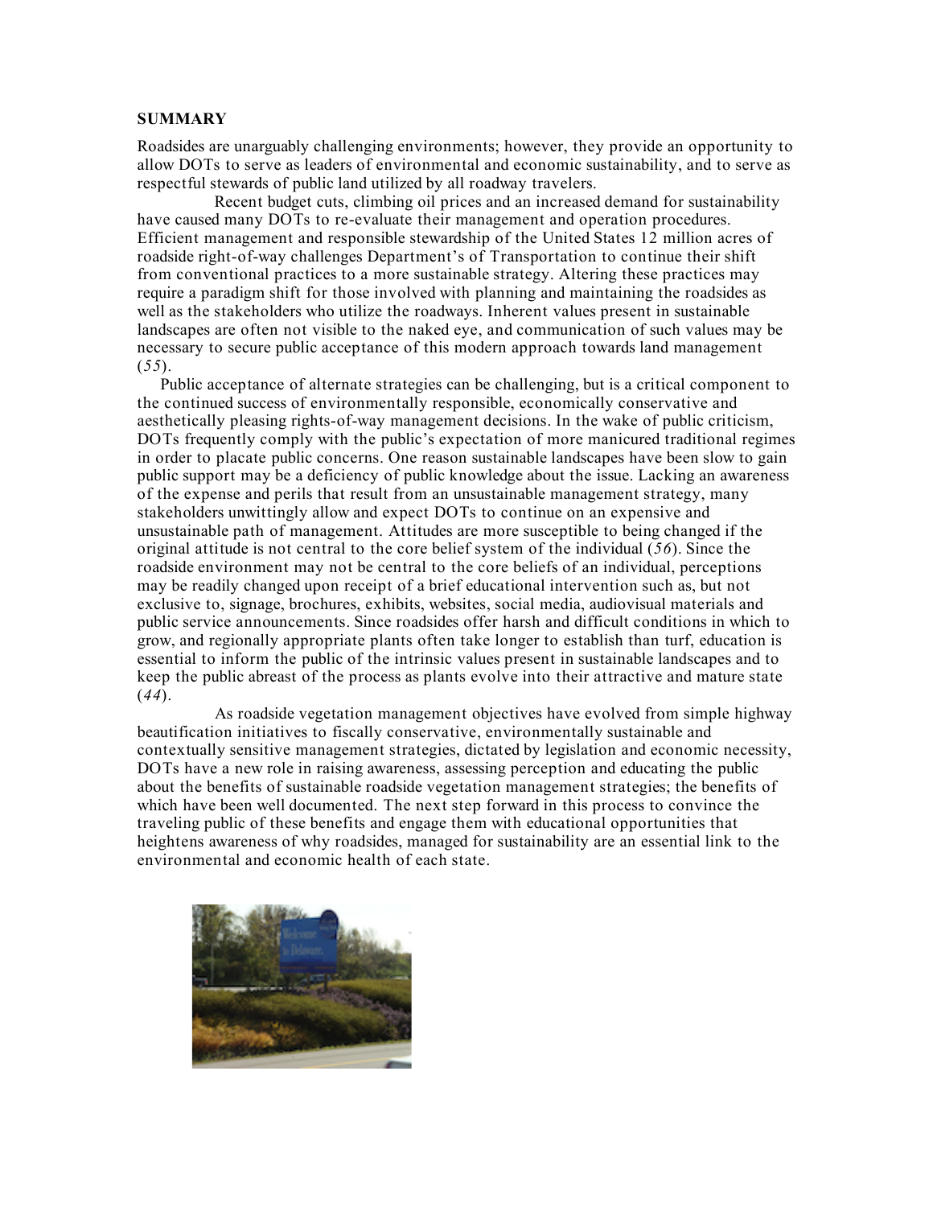**SUMMARY**

Roadsides are unarguably challenging environments; however, they provide an opportunity to allow DOTs to serve as leaders of environmental and economic sustainability, and to serve as respectful stewards of public land utilized by all roadway travelers.

Recent budget cuts, climbing oil prices and an increased demand for sustainability have caused many DOTs to re-evaluate their management and operation procedures. Efficient management and responsible stewardship of the United States 12 million acres of roadside right-of-way challenges Department's of Transportation to continue their shift from conventional practices to a more sustainable strategy. Altering these practices may require a paradigm shift for those involved with planning and maintaining the roadsides as well as the stakeholders who utilize the roadways. Inherent values present in sustainable landscapes are often not visible to the naked eye, and communication of such values may be necessary to secure public acceptance of this modern approach towards land management (*55*).

Public acceptance of alternate strategies can be challenging, but is a critical component to the continued success of environmentally responsible, economically conservative and aesthetically pleasing rights-of-way management decisions. In the wake of public criticism, DOTs frequently comply with the public's expectation of more manicured traditional regimes in order to placate public concerns. One reason sustainable landscapes have been slow to gain public support may be a deficiency of public knowledge about the issue. Lacking an awareness of the expense and perils that result from an unsustainable management strategy, many stakeholders unwittingly allow and expect DOTs to continue on an expensive and unsustainable path of management. Attitudes are more susceptible to being changed if the original attitude is not central to the core belief system of the individual (*56*). Since the roadside environment may not be central to the core beliefs of an individual, perceptions may be readily changed upon receipt of a brief educational intervention such as, but not exclusive to, signage, brochures, exhibits, websites, social media, audiovisual materials and public service announcements. Since roadsides offer harsh and difficult conditions in which to grow, and regionally appropriate plants often take longer to establish than turf, education is essential to inform the public of the intrinsic values present in sustainable landscapes and to keep the public abreast of the process as plants evolve into their attractive and mature state (*44*).

As roadside vegetation management objectives have evolved from simple highway beautification initiatives to fiscally conservative, environmentally sustainable and contextually sensitive management strategies, dictated by legislation and economic necessity, DOTs have a new role in raising awareness, assessing perception and educating the public about the benefits of sustainable roadside vegetation management strategies; the benefits of which have been well documented. The next step forward in this process to convince the traveling public of these benefits and engage them with educational opportunities that heightens awareness of why roadsides, managed for sustainability are an essential link to the environmental and economic health of each state.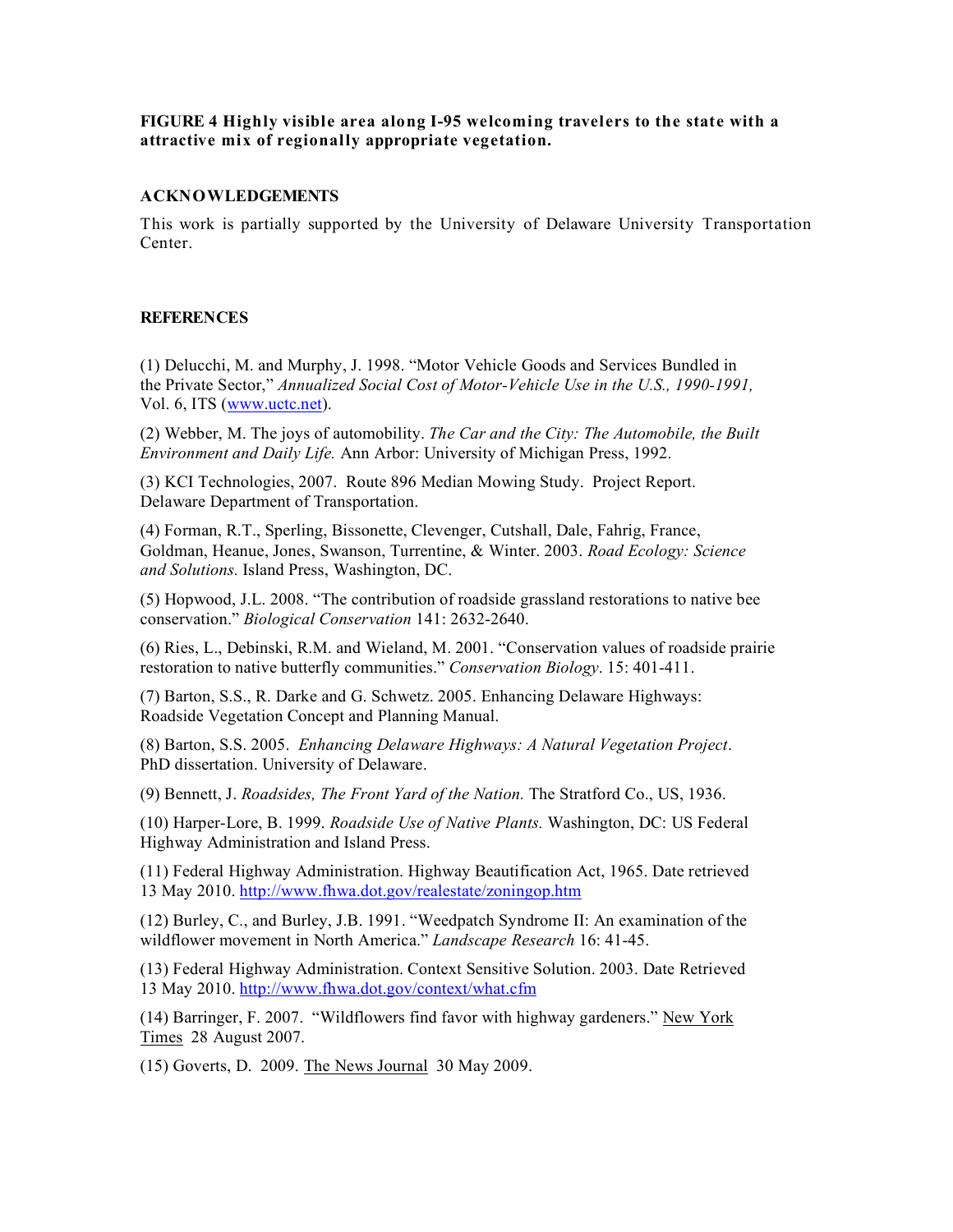**FIGURE 4 Highly visible area along I-95 welcoming travelers to the state with a attractive mix of regionally appropriate vegetation.**

## ACKNOWLEDGEMENTS

This work is partially supported by the University of Delaware University Transportation Center.

## REFERENCES

(1) Delucchi, M. and Murphy, J. 1998. "Motor Vehicle Goods and Services Bundled in the Private Sector," *Annualized Social Cost of Motor-Vehicle Use in the U.S., 1990-1991,* Vol. 6, ITS (www.uctc.net).

(2) Webber, M. The joys of automobility. *The Car and the City: The Automobile, the Built Environment and Daily Life.* Ann Arbor: University of Michigan Press, 1992.

(3) KCI Technologies, 2007. Route 896 Median Mowing Study. Project Report. Delaware Department of Transportation.

(4) Forman, R.T., Sperling, Bissonette, Clevenger, Cutshall, Dale, Fahrig, France, Goldman, Heanue, Jones, Swanson, Turrentine, & Winter. 2003. *Road Ecology: Science and Solutions.* Island Press, Washington, DC.

(5) Hopwood, J.L. 2008. "The contribution of roadside grassland restorations to native bee conservation." *Biological Conservation* 141: 2632-2640.

(6) Ries, L., Debinski, R.M. and Wieland, M. 2001. "Conservation values of roadside prairie restoration to native butterfly communities." *Conservation Biology*. 15: 401-411.

(7) Barton, S.S., R. Darke and G. Schwetz. 2005. Enhancing Delaware Highways: Roadside Vegetation Concept and Planning Manual.

(8) Barton, S.S. 2005. *Enhancing Delaware Highways: A Natural Vegetation Project*. PhD dissertation. University of Delaware.

(9) Bennett, J. *Roadsides, The Front Yard of the Nation.* The Stratford Co., US, 1936.

(10) Harper-Lore, B. 1999. *Roadside Use of Native Plants.* Washington, DC: US Federal Highway Administration and Island Press.

(11) Federal Highway Administration. Highway Beautification Act, 1965. Date retrieved 13 May 2010. http://www.fhwa.dot.gov/realestate/zoningop.htm

(12) Burley, C., and Burley, J.B. 1991. "Weedpatch Syndrome II: An examination of the wildflower movement in North America." *Landscape Research* 16: 41-45.

(13) Federal Highway Administration. Context Sensitive Solution. 2003. Date Retrieved 13 May 2010. http://www.fhwa.dot.gov/context/what.cfm

(14) Barringer, F. 2007. "Wildflowers find favor with highway gardeners." New York Times 28 August 2007.

(15) Goverts, D. 2009. The News Journal 30 May 2009.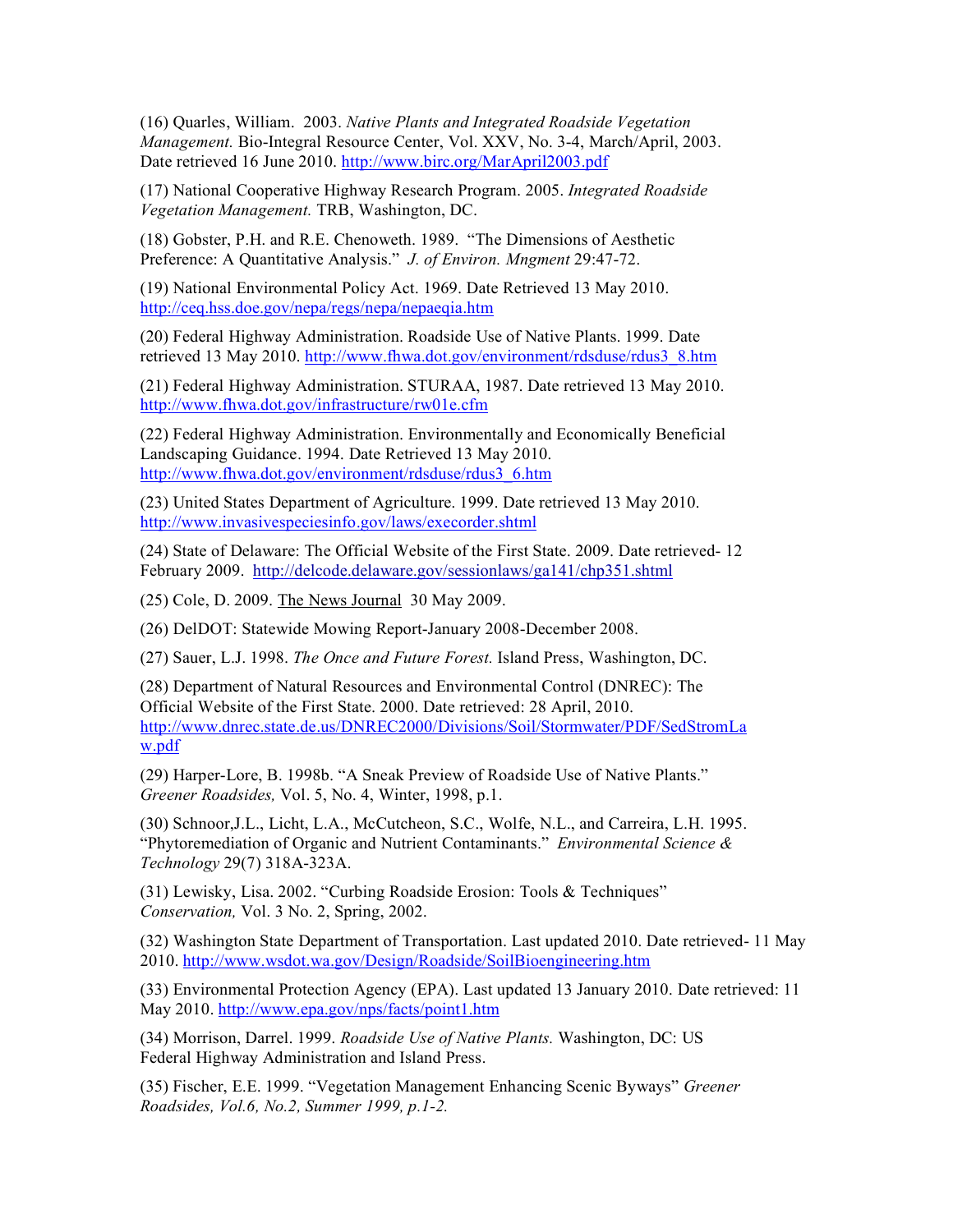(16) Quarles, William. 2003. *Native Plants and Integrated Roadside Vegetation Management.* Bio-Integral Resource Center, Vol. XXV, No. 3-4, March/April, 2003. Date retrieved 16 June 2010. http://www.birc.org/MarApril2003.pdf

(17) National Cooperative Highway Research Program. 2005. *Integrated Roadside Vegetation Management.* TRB, Washington, DC.

(18) Gobster, P.H. and R.E. Chenoweth. 1989. "The Dimensions of Aesthetic Preference: A Quantitative Analysis." *J. of Environ. Mngment* 29:47-72.

(19) National Environmental Policy Act. 1969. Date Retrieved 13 May 2010. http://ceq.hss.doe.gov/nepa/regs/nepa/nepaeqia.htm

(20) Federal Highway Administration. Roadside Use of Native Plants. 1999. Date retrieved 13 May 2010. http://www.fhwa.dot.gov/environment/rdsduse/rdus3_8.htm

(21) Federal Highway Administration. STURAA, 1987. Date retrieved 13 May 2010. http://www.fhwa.dot.gov/infrastructure/rw01e.cfm

(22) Federal Highway Administration. Environmentally and Economically Beneficial Landscaping Guidance. 1994. Date Retrieved 13 May 2010. http://www.fhwa.dot.gov/environment/rdsduse/rdus3_6.htm

(23) United States Department of Agriculture. 1999. Date retrieved 13 May 2010. http://www.invasivespeciesinfo.gov/laws/execorder.shtml

(24) State of Delaware: The Official Website of the First State. 2009. Date retrieved- 12 February 2009. http://delcode.delaware.gov/sessionlaws/ga141/chp351.shtml

(25) Cole, D. 2009. The News Journal 30 May 2009.

(26) DelDOT: Statewide Mowing Report-January 2008-December 2008.

(27) Sauer, L.J. 1998. *The Once and Future Forest.* Island Press, Washington, DC.

(28) Department of Natural Resources and Environmental Control (DNREC): The Official Website of the First State. 2000. Date retrieved: 28 April, 2010. http://www.dnrec.state.de.us/DNREC2000/Divisions/Soil/Stormwater/PDF/SedStromLaw.pdf

(29) Harper-Lore, B. 1998b. "A Sneak Preview of Roadside Use of Native Plants." *Greener Roadsides,* Vol. 5, No. 4, Winter, 1998, p.1.

(30) Schnoor,J.L., Licht, L.A., McCutcheon, S.C., Wolfe, N.L., and Carreira, L.H. 1995. "Phytoremediation of Organic and Nutrient Contaminants." *Environmental Science & Technology* 29(7) 318A-323A.

(31) Lewisky, Lisa. 2002. "Curbing Roadside Erosion: Tools & Techniques" *Conservation,* Vol. 3 No. 2, Spring, 2002.

(32) Washington State Department of Transportation. Last updated 2010. Date retrieved- 11 May 2010. http://www.wsdot.wa.gov/Design/Roadside/SoilBioengineering.htm

(33) Environmental Protection Agency (EPA). Last updated 13 January 2010. Date retrieved: 11 May 2010. http://www.epa.gov/nps/facts/point1.htm

(34) Morrison, Darrel. 1999. *Roadside Use of Native Plants.* Washington, DC: US Federal Highway Administration and Island Press.

(35) Fischer, E.E. 1999. "Vegetation Management Enhancing Scenic Byways" *Greener Roadsides, Vol.6, No.2, Summer 1999, p.1-2.*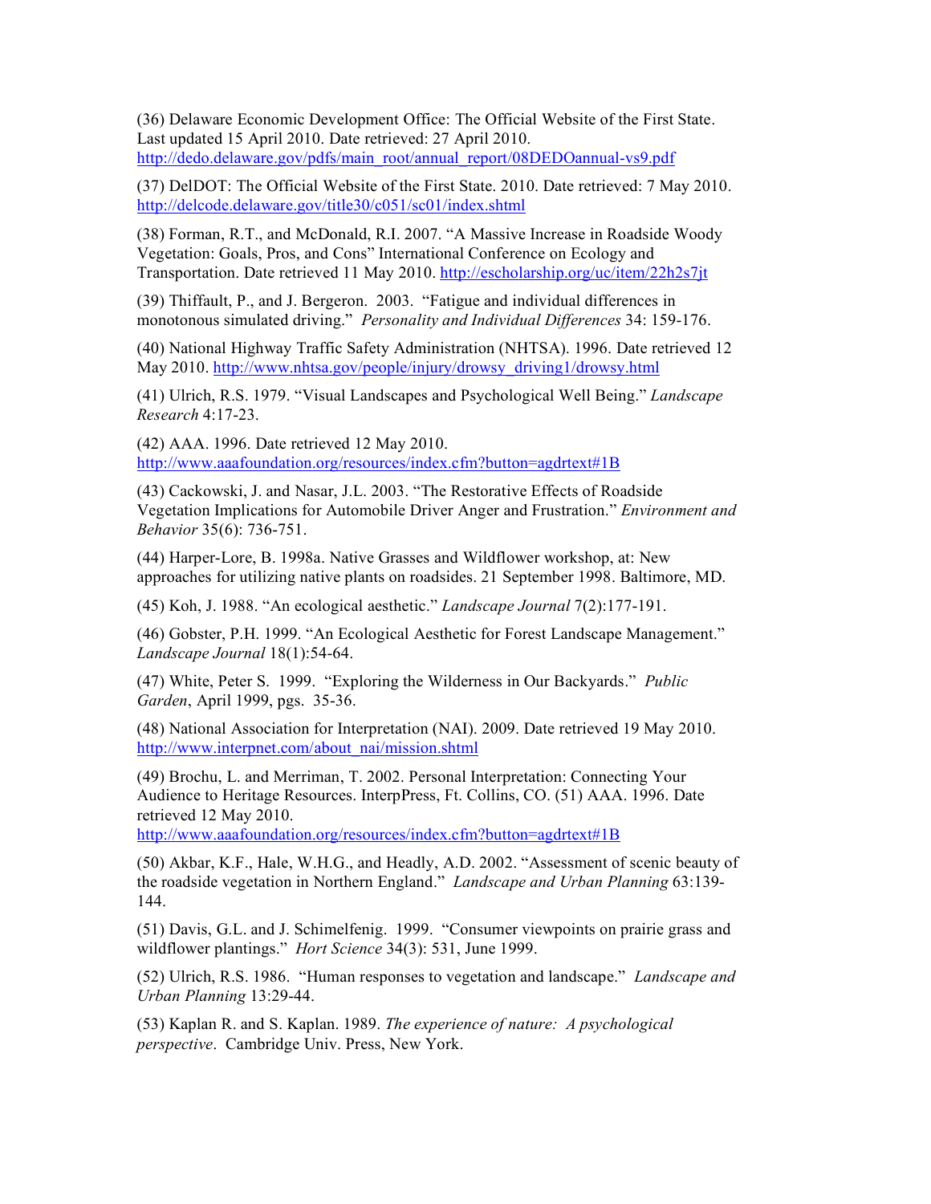(36) Delaware Economic Development Office: The Official Website of the First State. Last updated 15 April 2010. Date retrieved: 27 April 2010. http://dedo.delaware.gov/pdfs/main_root/annual_report/08DEDOannual-vs9.pdf

(37) DelDOT: The Official Website of the First State. 2010. Date retrieved: 7 May 2010. http://delcode.delaware.gov/title30/c051/sc01/index.shtml

(38) Forman, R.T., and McDonald, R.I. 2007. "A Massive Increase in Roadside Woody Vegetation: Goals, Pros, and Cons" International Conference on Ecology and Transportation. Date retrieved 11 May 2010. http://escholarship.org/uc/item/22h2s7jt

(39) Thiffault, P., and J. Bergeron. 2003. "Fatigue and individual differences in monotonous simulated driving." *Personality and Individual Differences* 34: 159-176.

(40) National Highway Traffic Safety Administration (NHTSA). 1996. Date retrieved 12 May 2010. http://www.nhtsa.gov/people/injury/drowsy_driving1/drowsy.html

(41) Ulrich, R.S. 1979. "Visual Landscapes and Psychological Well Being." *Landscape Research* 4:17-23.

(42) AAA. 1996. Date retrieved 12 May 2010. http://www.aaafoundation.org/resources/index.cfm?button=agdrtext#1B

(43) Cackowski, J. and Nasar, J.L. 2003. "The Restorative Effects of Roadside Vegetation Implications for Automobile Driver Anger and Frustration." *Environment and Behavior* 35(6): 736-751.

(44) Harper-Lore, B. 1998a. Native Grasses and Wildflower workshop, at: New approaches for utilizing native plants on roadsides. 21 September 1998. Baltimore, MD.

(45) Koh, J. 1988. "An ecological aesthetic." *Landscape Journal* 7(2):177-191.

(46) Gobster, P.H. 1999. "An Ecological Aesthetic for Forest Landscape Management." *Landscape Journal* 18(1):54-64.

(47) White, Peter S. 1999. "Exploring the Wilderness in Our Backyards." *Public Garden*, April 1999, pgs. 35-36.

(48) National Association for Interpretation (NAI). 2009. Date retrieved 19 May 2010. http://www.interpnet.com/about_nai/mission.shtml

(49) Brochu, L. and Merriman, T. 2002. Personal Interpretation: Connecting Your Audience to Heritage Resources. InterpPress, Ft. Collins, CO. (51) AAA. 1996. Date retrieved 12 May 2010. http://www.aaafoundation.org/resources/index.cfm?button=agdrtext#1B

(50) Akbar, K.F., Hale, W.H.G., and Headly, A.D. 2002. "Assessment of scenic beauty of the roadside vegetation in Northern England." *Landscape and Urban Planning* 63:139-144.

(51) Davis, G.L. and J. Schimelfenig. 1999. "Consumer viewpoints on prairie grass and wildflower plantings." *Hort Science* 34(3): 531, June 1999.

(52) Ulrich, R.S. 1986. "Human responses to vegetation and landscape." *Landscape and Urban Planning* 13:29-44.

(53) Kaplan R. and S. Kaplan. 1989. *The experience of nature: A psychological perspective*. Cambridge Univ. Press, New York.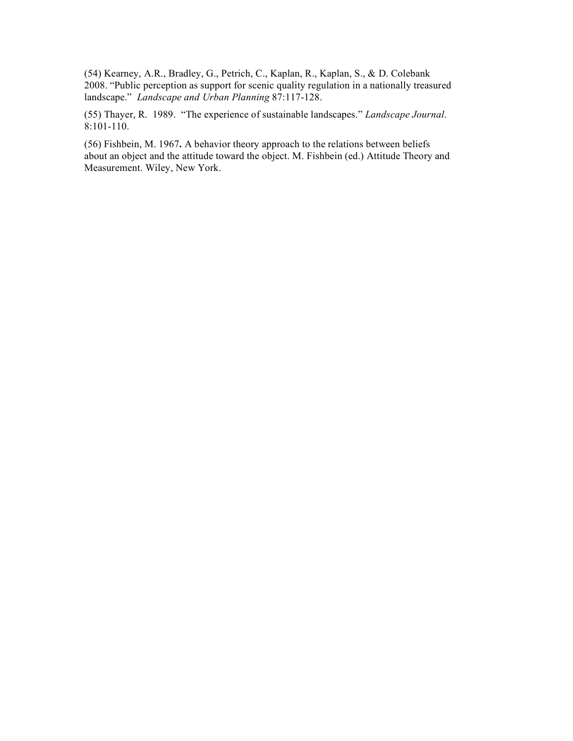(54) Kearney, A.R., Bradley, G., Petrich, C., Kaplan, R., Kaplan, S., & D. Colebank 2008. "Public perception as support for scenic quality regulation in a nationally treasured landscape." *Landscape and Urban Planning* 87:117-128.

(55) Thayer, R. 1989. "The experience of sustainable landscapes." *Landscape Journal*. 8:101-110.

(56) Fishbein, M. 1967**.** A behavior theory approach to the relations between beliefs about an object and the attitude toward the object. M. Fishbein (ed.) Attitude Theory and Measurement. Wiley, New York.